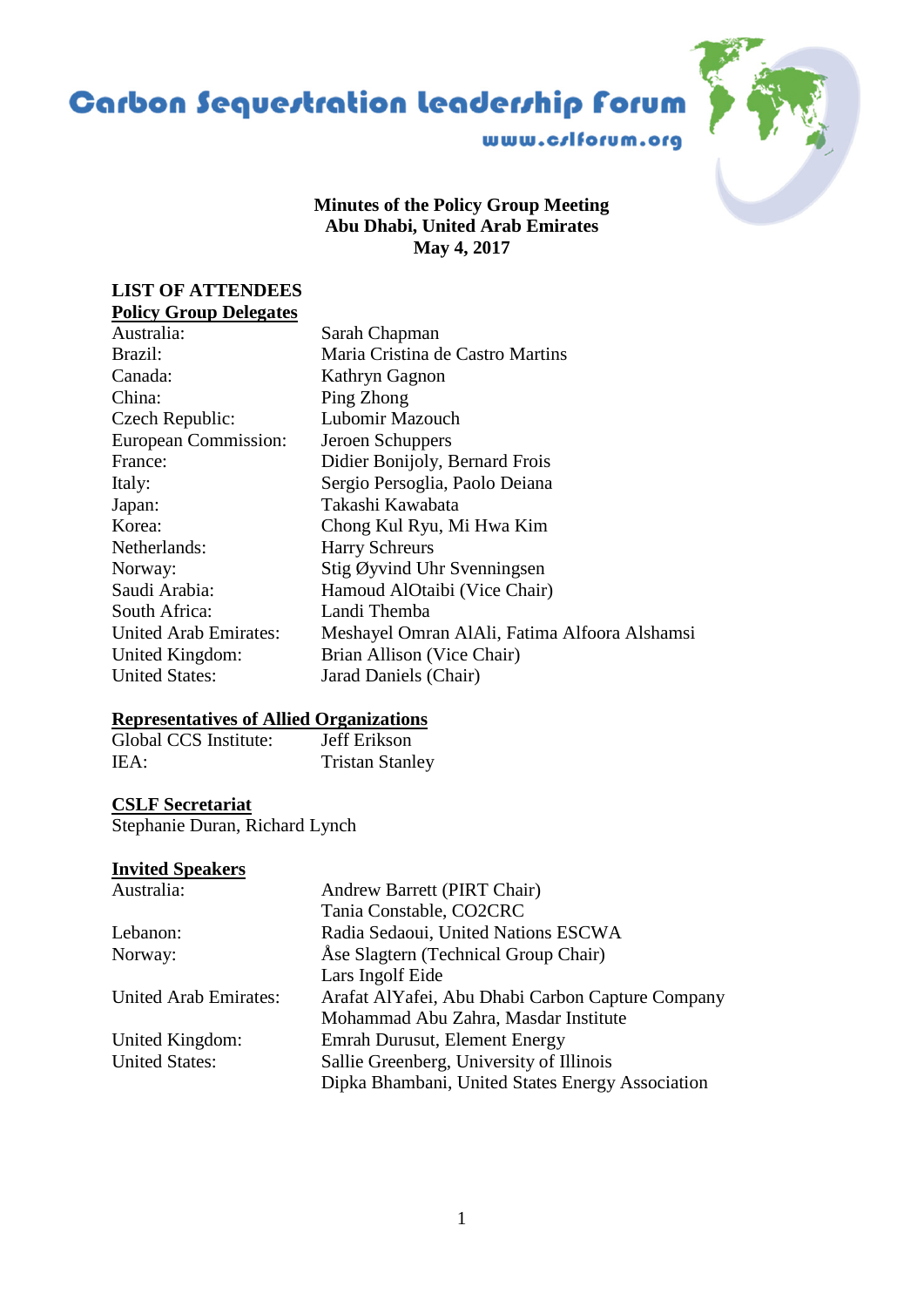# Carbon Sequestration Leadership Forum

www.cslforum.org

**Minutes of the Policy Group Meeting**
**Abu Dhabi, United Arab Emirates**
**May 4, 2017**

## LIST OF ATTENDEES

### Policy Group Delegates

| | |
|---|---|
| Australia: | Sarah Chapman |
| Brazil: | Maria Cristina de Castro Martins |
| Canada: | Kathryn Gagnon |
| China: | Ping Zhong |
| Czech Republic: | Lubomir Mazouch |
| European Commission: | Jeroen Schuppers |
| France: | Didier Bonijoly, Bernard Frois |
| Italy: | Sergio Persoglia, Paolo Deiana |
| Japan: | Takashi Kawabata |
| Korea: | Chong Kul Ryu, Mi Hwa Kim |
| Netherlands: | Harry Schreurs |
| Norway: | Stig Øyvind Uhr Svenningsen |
| Saudi Arabia: | Hamoud AlOtaibi (Vice Chair) |
| South Africa: | Landi Themba |
| United Arab Emirates: | Meshayel Omran AlAli, Fatima Alfoora Alshamsi |
| United Kingdom: | Brian Allison (Vice Chair) |
| United States: | Jarad Daniels (Chair) |

### Representatives of Allied Organizations

| | |
|---|---|
| Global CCS Institute: | Jeff Erikson |
| IEA: | Tristan Stanley |

### CSLF Secretariat

Stephanie Duran, Richard Lynch

### Invited Speakers

| | |
|---|---|
| Australia: | Andrew Barrett (PIRT Chair) |
| | Tania Constable, CO2CRC |
| Lebanon: | Radia Sedaoui, United Nations ESCWA |
| Norway: | Åse Slagtern (Technical Group Chair) |
| | Lars Ingolf Eide |
| United Arab Emirates: | Arafat AlYafei, Abu Dhabi Carbon Capture Company |
| | Mohammad Abu Zahra, Masdar Institute |
| United Kingdom: | Emrah Durusut, Element Energy |
| United States: | Sallie Greenberg, University of Illinois |
| | Dipka Bhambani, United States Energy Association |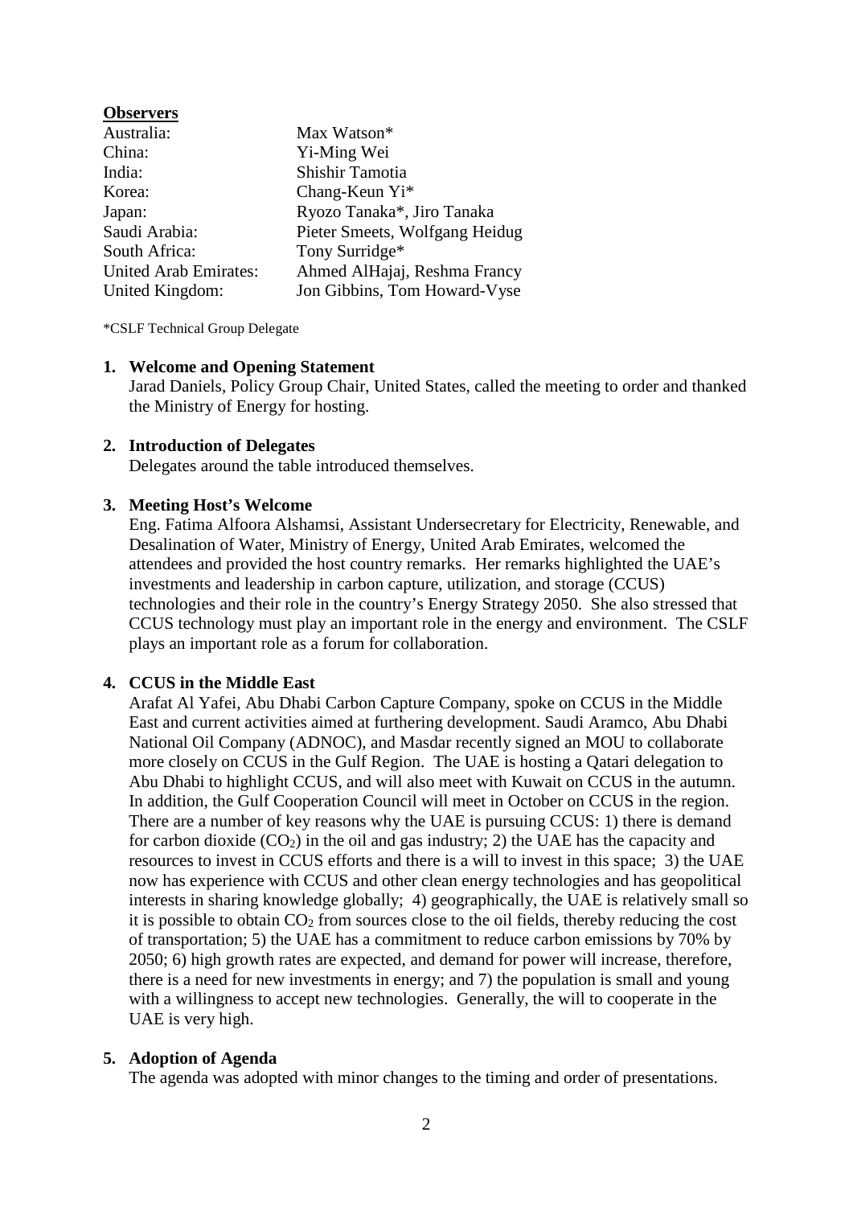**Observers**

| | |
|---|---|
| Australia: | Max Watson* |
| China: | Yi-Ming Wei |
| India: | Shishir Tamotia |
| Korea: | Chang-Keun Yi* |
| Japan: | Ryozo Tanaka*, Jiro Tanaka |
| Saudi Arabia: | Pieter Smeets, Wolfgang Heidug |
| South Africa: | Tony Surridge* |
| United Arab Emirates: | Ahmed AlHajaj, Reshma Francy |
| United Kingdom: | Jon Gibbins, Tom Howard-Vyse |

*CSLF Technical Group Delegate

1. **Welcome and Opening Statement**
   Jarad Daniels, Policy Group Chair, United States, called the meeting to order and thanked the Ministry of Energy for hosting.

2. **Introduction of Delegates**
   Delegates around the table introduced themselves.

3. **Meeting Host's Welcome**
   Eng. Fatima Alfoora Alshamsi, Assistant Undersecretary for Electricity, Renewable, and Desalination of Water, Ministry of Energy, United Arab Emirates, welcomed the attendees and provided the host country remarks. Her remarks highlighted the UAE's investments and leadership in carbon capture, utilization, and storage (CCUS) technologies and their role in the country's Energy Strategy 2050. She also stressed that CCUS technology must play an important role in the energy and environment. The CSLF plays an important role as a forum for collaboration.

4. **CCUS in the Middle East**
   Arafat Al Yafei, Abu Dhabi Carbon Capture Company, spoke on CCUS in the Middle East and current activities aimed at furthering development. Saudi Aramco, Abu Dhabi National Oil Company (ADNOC), and Masdar recently signed an MOU to collaborate more closely on CCUS in the Gulf Region. The UAE is hosting a Qatari delegation to Abu Dhabi to highlight CCUS, and will also meet with Kuwait on CCUS in the autumn. In addition, the Gulf Cooperation Council will meet in October on CCUS in the region. There are a number of key reasons why the UAE is pursuing CCUS: 1) there is demand for carbon dioxide ($CO_2$) in the oil and gas industry; 2) the UAE has the capacity and resources to invest in CCUS efforts and there is a will to invest in this space; 3) the UAE now has experience with CCUS and other clean energy technologies and has geopolitical interests in sharing knowledge globally; 4) geographically, the UAE is relatively small so it is possible to obtain $CO_2$ from sources close to the oil fields, thereby reducing the cost of transportation; 5) the UAE has a commitment to reduce carbon emissions by 70% by 2050; 6) high growth rates are expected, and demand for power will increase, therefore, there is a need for new investments in energy; and 7) the population is small and young with a willingness to accept new technologies. Generally, the will to cooperate in the UAE is very high.

5. **Adoption of Agenda**
   The agenda was adopted with minor changes to the timing and order of presentations.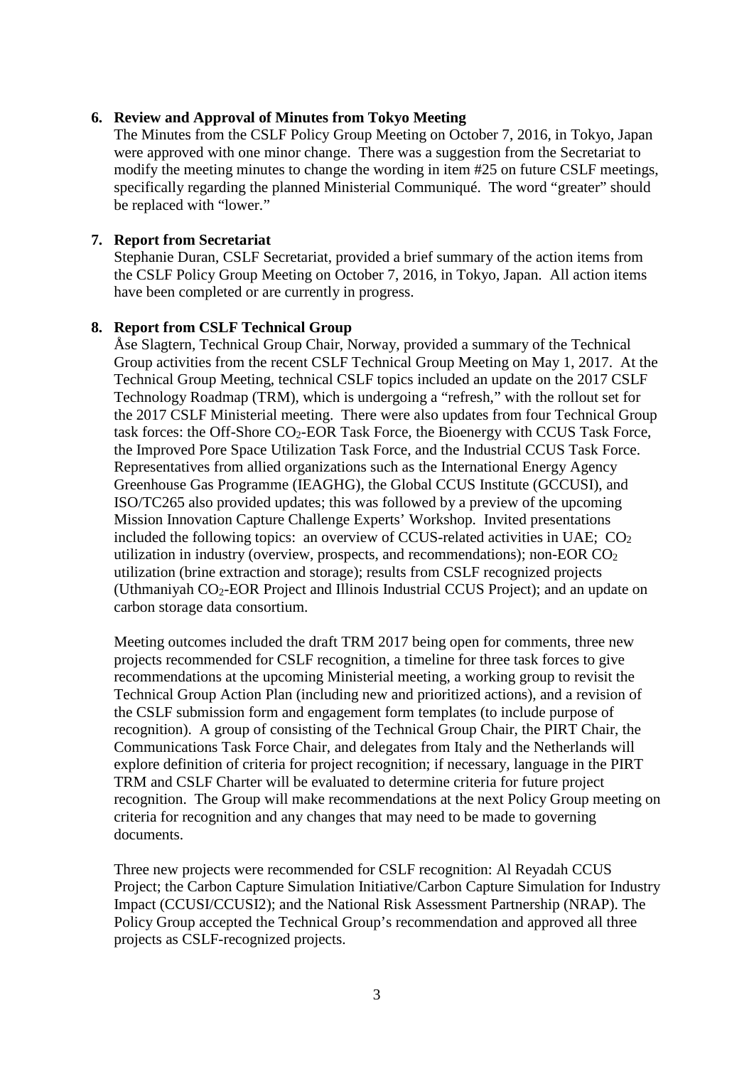**6. Review and Approval of Minutes from Tokyo Meeting**

The Minutes from the CSLF Policy Group Meeting on October 7, 2016, in Tokyo, Japan were approved with one minor change. There was a suggestion from the Secretariat to modify the meeting minutes to change the wording in item #25 on future CSLF meetings, specifically regarding the planned Ministerial Communiqué. The word "greater" should be replaced with "lower."

**7. Report from Secretariat**

Stephanie Duran, CSLF Secretariat, provided a brief summary of the action items from the CSLF Policy Group Meeting on October 7, 2016, in Tokyo, Japan. All action items have been completed or are currently in progress.

**8. Report from CSLF Technical Group**

Åse Slagtern, Technical Group Chair, Norway, provided a summary of the Technical Group activities from the recent CSLF Technical Group Meeting on May 1, 2017. At the Technical Group Meeting, technical CSLF topics included an update on the 2017 CSLF Technology Roadmap (TRM), which is undergoing a "refresh," with the rollout set for the 2017 CSLF Ministerial meeting. There were also updates from four Technical Group task forces: the Off-Shore $CO_2$-EOR Task Force, the Bioenergy with CCUS Task Force, the Improved Pore Space Utilization Task Force, and the Industrial CCUS Task Force. Representatives from allied organizations such as the International Energy Agency Greenhouse Gas Programme (IEAGHG), the Global CCUS Institute (GCCUSI), and ISO/TC265 also provided updates; this was followed by a preview of the upcoming Mission Innovation Capture Challenge Experts' Workshop. Invited presentations included the following topics: an overview of CCUS-related activities in UAE; $CO_2$ utilization in industry (overview, prospects, and recommendations); non-EOR $CO_2$ utilization (brine extraction and storage); results from CSLF recognized projects (Uthmaniyah $CO_2$-EOR Project and Illinois Industrial CCUS Project); and an update on carbon storage data consortium.

Meeting outcomes included the draft TRM 2017 being open for comments, three new projects recommended for CSLF recognition, a timeline for three task forces to give recommendations at the upcoming Ministerial meeting, a working group to revisit the Technical Group Action Plan (including new and prioritized actions), and a revision of the CSLF submission form and engagement form templates (to include purpose of recognition). A group of consisting of the Technical Group Chair, the PIRT Chair, the Communications Task Force Chair, and delegates from Italy and the Netherlands will explore definition of criteria for project recognition; if necessary, language in the PIRT TRM and CSLF Charter will be evaluated to determine criteria for future project recognition. The Group will make recommendations at the next Policy Group meeting on criteria for recognition and any changes that may need to be made to governing documents.

Three new projects were recommended for CSLF recognition: Al Reyadah CCUS Project; the Carbon Capture Simulation Initiative/Carbon Capture Simulation for Industry Impact (CCUSI/CCUSI2); and the National Risk Assessment Partnership (NRAP). The Policy Group accepted the Technical Group's recommendation and approved all three projects as CSLF-recognized projects.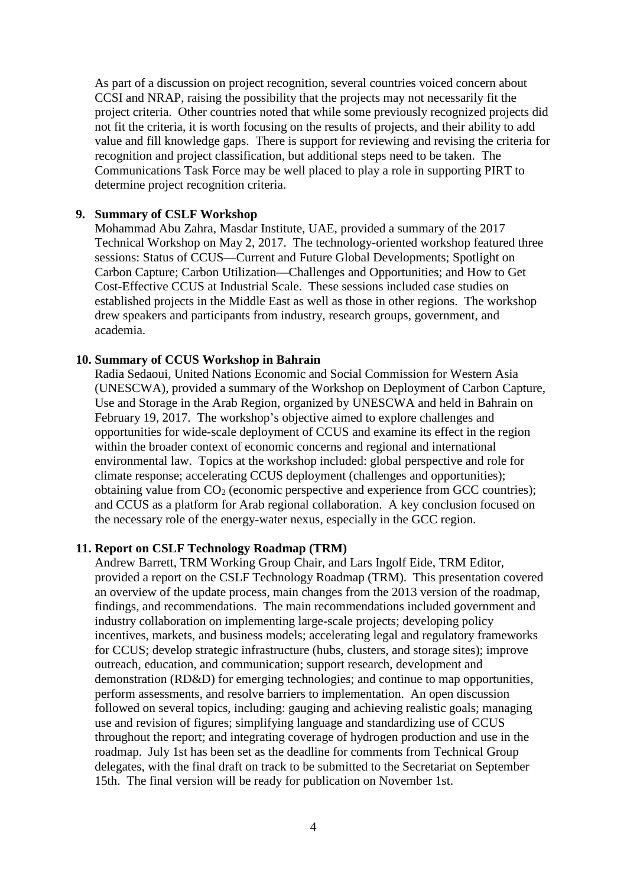As part of a discussion on project recognition, several countries voiced concern about CCSI and NRAP, raising the possibility that the projects may not necessarily fit the project criteria. Other countries noted that while some previously recognized projects did not fit the criteria, it is worth focusing on the results of projects, and their ability to add value and fill knowledge gaps. There is support for reviewing and revising the criteria for recognition and project classification, but additional steps need to be taken. The Communications Task Force may be well placed to play a role in supporting PIRT to determine project recognition criteria.

**9. Summary of CSLF Workshop**

Mohammad Abu Zahra, Masdar Institute, UAE, provided a summary of the 2017 Technical Workshop on May 2, 2017. The technology-oriented workshop featured three sessions: Status of CCUS—Current and Future Global Developments; Spotlight on Carbon Capture; Carbon Utilization—Challenges and Opportunities; and How to Get Cost-Effective CCUS at Industrial Scale. These sessions included case studies on established projects in the Middle East as well as those in other regions. The workshop drew speakers and participants from industry, research groups, government, and academia.

**10. Summary of CCUS Workshop in Bahrain**

Radia Sedaoui, United Nations Economic and Social Commission for Western Asia (UNESCWA), provided a summary of the Workshop on Deployment of Carbon Capture, Use and Storage in the Arab Region, organized by UNESCWA and held in Bahrain on February 19, 2017. The workshop's objective aimed to explore challenges and opportunities for wide-scale deployment of CCUS and examine its effect in the region within the broader context of economic concerns and regional and international environmental law. Topics at the workshop included: global perspective and role for climate response; accelerating CCUS deployment (challenges and opportunities); obtaining value from $CO_2$ (economic perspective and experience from GCC countries); and CCUS as a platform for Arab regional collaboration. A key conclusion focused on the necessary role of the energy-water nexus, especially in the GCC region.

**11. Report on CSLF Technology Roadmap (TRM)**

Andrew Barrett, TRM Working Group Chair, and Lars Ingolf Eide, TRM Editor, provided a report on the CSLF Technology Roadmap (TRM). This presentation covered an overview of the update process, main changes from the 2013 version of the roadmap, findings, and recommendations. The main recommendations included government and industry collaboration on implementing large-scale projects; developing policy incentives, markets, and business models; accelerating legal and regulatory frameworks for CCUS; develop strategic infrastructure (hubs, clusters, and storage sites); improve outreach, education, and communication; support research, development and demonstration (RD&D) for emerging technologies; and continue to map opportunities, perform assessments, and resolve barriers to implementation. An open discussion followed on several topics, including: gauging and achieving realistic goals; managing use and revision of figures; simplifying language and standardizing use of CCUS throughout the report; and integrating coverage of hydrogen production and use in the roadmap. July 1st has been set as the deadline for comments from Technical Group delegates, with the final draft on track to be submitted to the Secretariat on September 15th. The final version will be ready for publication on November 1st.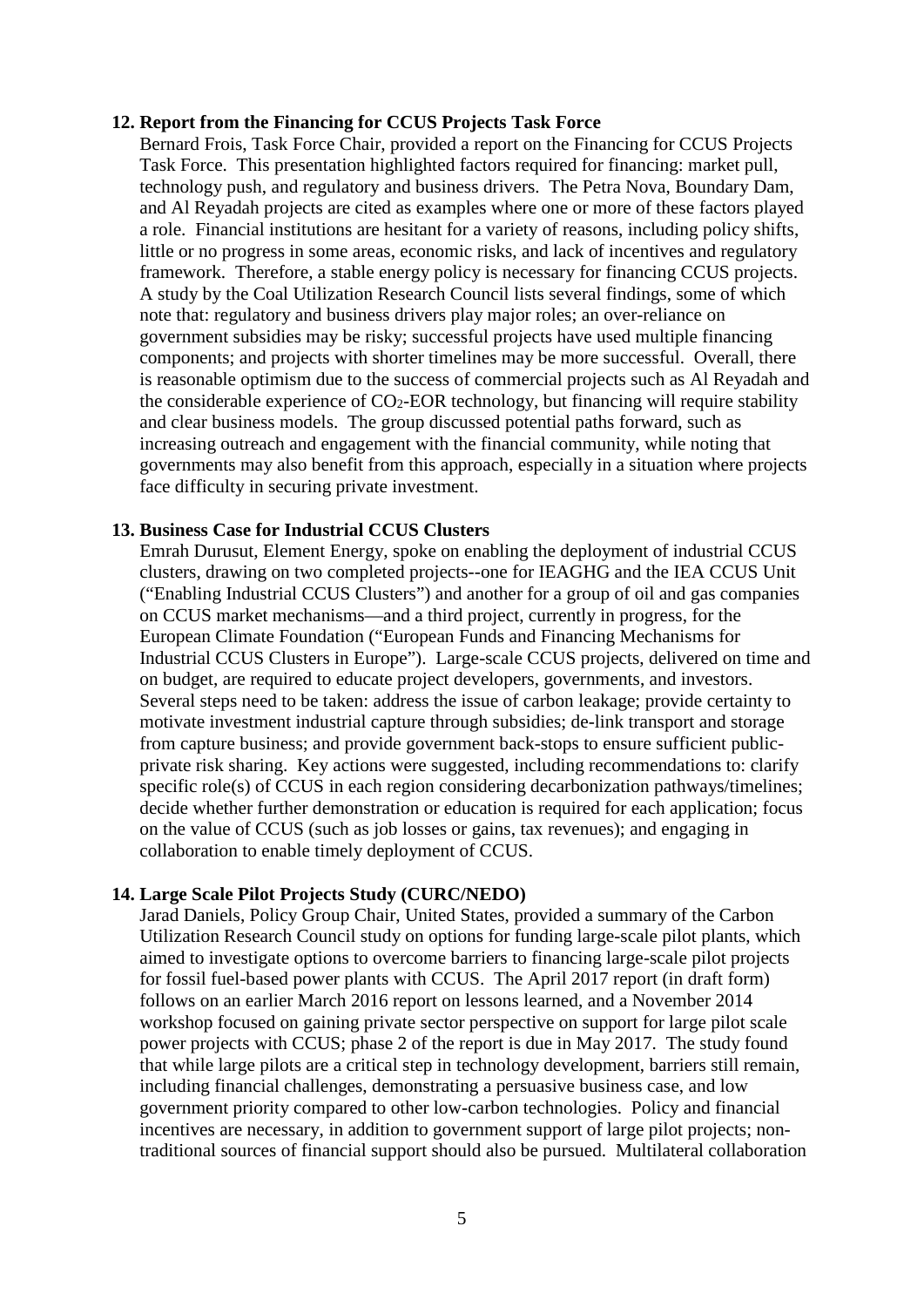**12. Report from the Financing for CCUS Projects Task Force**

Bernard Frois, Task Force Chair, provided a report on the Financing for CCUS Projects Task Force. This presentation highlighted factors required for financing: market pull, technology push, and regulatory and business drivers. The Petra Nova, Boundary Dam, and Al Reyadah projects are cited as examples where one or more of these factors played a role. Financial institutions are hesitant for a variety of reasons, including policy shifts, little or no progress in some areas, economic risks, and lack of incentives and regulatory framework. Therefore, a stable energy policy is necessary for financing CCUS projects. A study by the Coal Utilization Research Council lists several findings, some of which note that: regulatory and business drivers play major roles; an over-reliance on government subsidies may be risky; successful projects have used multiple financing components; and projects with shorter timelines may be more successful. Overall, there is reasonable optimism due to the success of commercial projects such as Al Reyadah and the considerable experience of $CO_2$-EOR technology, but financing will require stability and clear business models. The group discussed potential paths forward, such as increasing outreach and engagement with the financial community, while noting that governments may also benefit from this approach, especially in a situation where projects face difficulty in securing private investment.

**13. Business Case for Industrial CCUS Clusters**

Emrah Durusut, Element Energy, spoke on enabling the deployment of industrial CCUS clusters, drawing on two completed projects--one for IEAGHG and the IEA CCUS Unit ("Enabling Industrial CCUS Clusters") and another for a group of oil and gas companies on CCUS market mechanisms—and a third project, currently in progress, for the European Climate Foundation ("European Funds and Financing Mechanisms for Industrial CCUS Clusters in Europe"). Large-scale CCUS projects, delivered on time and on budget, are required to educate project developers, governments, and investors. Several steps need to be taken: address the issue of carbon leakage; provide certainty to motivate investment industrial capture through subsidies; de-link transport and storage from capture business; and provide government back-stops to ensure sufficient public-private risk sharing. Key actions were suggested, including recommendations to: clarify specific role(s) of CCUS in each region considering decarbonization pathways/timelines; decide whether further demonstration or education is required for each application; focus on the value of CCUS (such as job losses or gains, tax revenues); and engaging in collaboration to enable timely deployment of CCUS.

**14. Large Scale Pilot Projects Study (CURC/NEDO)**

Jarad Daniels, Policy Group Chair, United States, provided a summary of the Carbon Utilization Research Council study on options for funding large-scale pilot plants, which aimed to investigate options to overcome barriers to financing large-scale pilot projects for fossil fuel-based power plants with CCUS. The April 2017 report (in draft form) follows on an earlier March 2016 report on lessons learned, and a November 2014 workshop focused on gaining private sector perspective on support for large pilot scale power projects with CCUS; phase 2 of the report is due in May 2017. The study found that while large pilots are a critical step in technology development, barriers still remain, including financial challenges, demonstrating a persuasive business case, and low government priority compared to other low-carbon technologies. Policy and financial incentives are necessary, in addition to government support of large pilot projects; non-traditional sources of financial support should also be pursued. Multilateral collaboration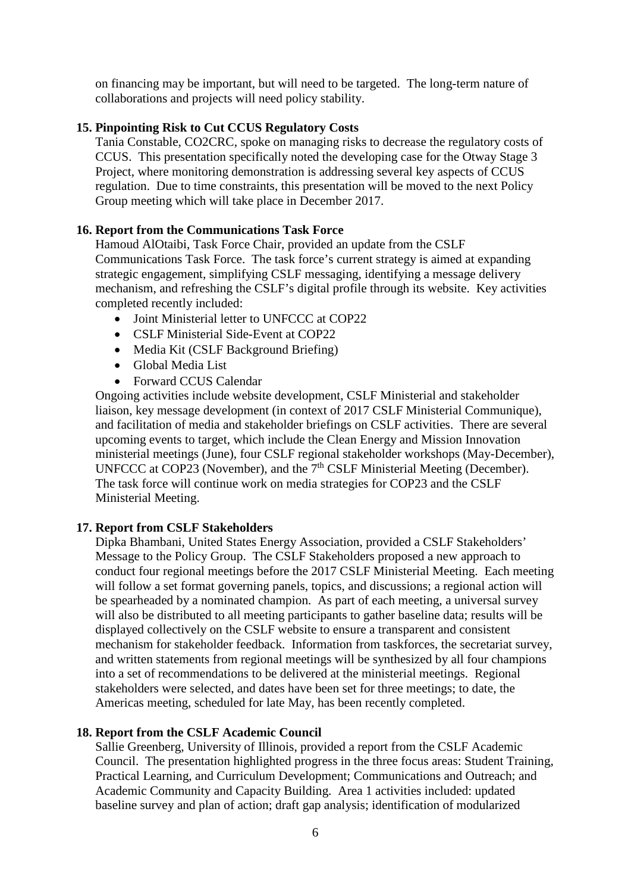on financing may be important, but will need to be targeted. The long-term nature of collaborations and projects will need policy stability.

**15. Pinpointing Risk to Cut CCUS Regulatory Costs**

Tania Constable, CO2CRC, spoke on managing risks to decrease the regulatory costs of CCUS. This presentation specifically noted the developing case for the Otway Stage 3 Project, where monitoring demonstration is addressing several key aspects of CCUS regulation. Due to time constraints, this presentation will be moved to the next Policy Group meeting which will take place in December 2017.

**16. Report from the Communications Task Force**

Hamoud AlOtaibi, Task Force Chair, provided an update from the CSLF Communications Task Force. The task force's current strategy is aimed at expanding strategic engagement, simplifying CSLF messaging, identifying a message delivery mechanism, and refreshing the CSLF's digital profile through its website. Key activities completed recently included:

- Joint Ministerial letter to UNFCCC at COP22
- CSLF Ministerial Side-Event at COP22
- Media Kit (CSLF Background Briefing)
- Global Media List
- Forward CCUS Calendar

Ongoing activities include website development, CSLF Ministerial and stakeholder liaison, key message development (in context of 2017 CSLF Ministerial Communique), and facilitation of media and stakeholder briefings on CSLF activities. There are several upcoming events to target, which include the Clean Energy and Mission Innovation ministerial meetings (June), four CSLF regional stakeholder workshops (May-December), UNFCCC at COP23 (November), and the 7th CSLF Ministerial Meeting (December). The task force will continue work on media strategies for COP23 and the CSLF Ministerial Meeting.

**17. Report from CSLF Stakeholders**

Dipka Bhambani, United States Energy Association, provided a CSLF Stakeholders' Message to the Policy Group. The CSLF Stakeholders proposed a new approach to conduct four regional meetings before the 2017 CSLF Ministerial Meeting. Each meeting will follow a set format governing panels, topics, and discussions; a regional action will be spearheaded by a nominated champion. As part of each meeting, a universal survey will also be distributed to all meeting participants to gather baseline data; results will be displayed collectively on the CSLF website to ensure a transparent and consistent mechanism for stakeholder feedback. Information from taskforces, the secretariat survey, and written statements from regional meetings will be synthesized by all four champions into a set of recommendations to be delivered at the ministerial meetings. Regional stakeholders were selected, and dates have been set for three meetings; to date, the Americas meeting, scheduled for late May, has been recently completed.

**18. Report from the CSLF Academic Council**

Sallie Greenberg, University of Illinois, provided a report from the CSLF Academic Council. The presentation highlighted progress in the three focus areas: Student Training, Practical Learning, and Curriculum Development; Communications and Outreach; and Academic Community and Capacity Building. Area 1 activities included: updated baseline survey and plan of action; draft gap analysis; identification of modularized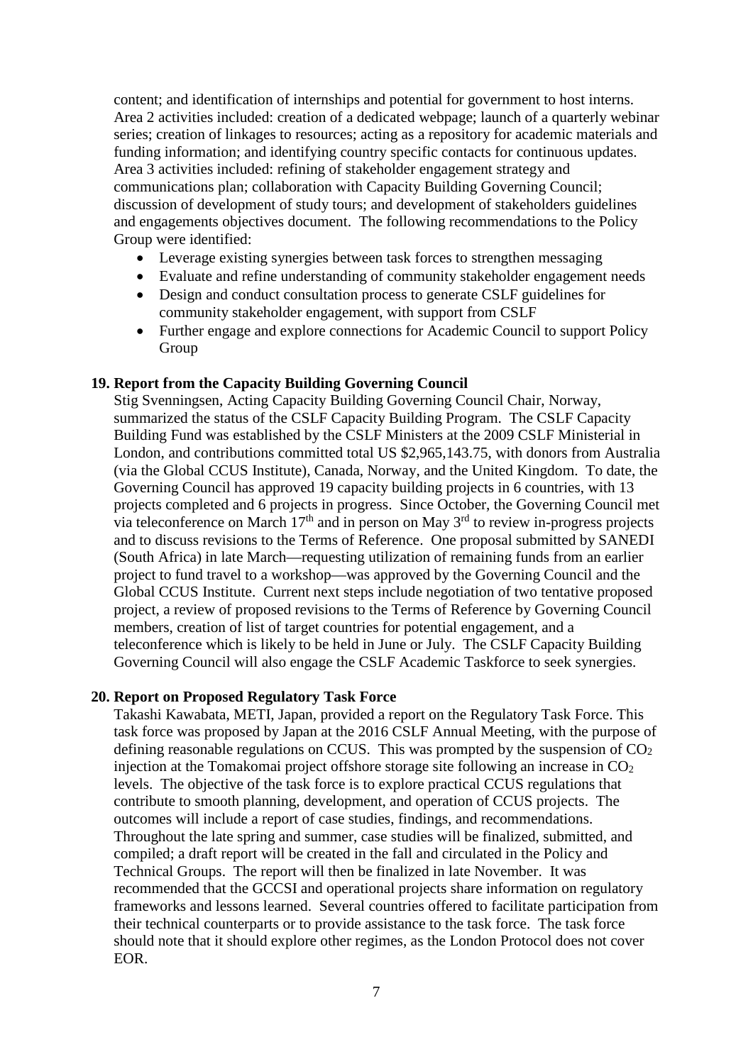content; and identification of internships and potential for government to host interns. Area 2 activities included: creation of a dedicated webpage; launch of a quarterly webinar series; creation of linkages to resources; acting as a repository for academic materials and funding information; and identifying country specific contacts for continuous updates. Area 3 activities included: refining of stakeholder engagement strategy and communications plan; collaboration with Capacity Building Governing Council; discussion of development of study tours; and development of stakeholders guidelines and engagements objectives document. The following recommendations to the Policy Group were identified:

- Leverage existing synergies between task forces to strengthen messaging
- Evaluate and refine understanding of community stakeholder engagement needs
- Design and conduct consultation process to generate CSLF guidelines for community stakeholder engagement, with support from CSLF
- Further engage and explore connections for Academic Council to support Policy Group

**19. Report from the Capacity Building Governing Council**

Stig Svenningsen, Acting Capacity Building Governing Council Chair, Norway, summarized the status of the CSLF Capacity Building Program. The CSLF Capacity Building Fund was established by the CSLF Ministers at the 2009 CSLF Ministerial in London, and contributions committed total US $2,965,143.75, with donors from Australia (via the Global CCUS Institute), Canada, Norway, and the United Kingdom. To date, the Governing Council has approved 19 capacity building projects in 6 countries, with 13 projects completed and 6 projects in progress. Since October, the Governing Council met via teleconference on March 17th and in person on May 3rd to review in-progress projects and to discuss revisions to the Terms of Reference. One proposal submitted by SANEDI (South Africa) in late March—requesting utilization of remaining funds from an earlier project to fund travel to a workshop—was approved by the Governing Council and the Global CCUS Institute. Current next steps include negotiation of two tentative proposed project, a review of proposed revisions to the Terms of Reference by Governing Council members, creation of list of target countries for potential engagement, and a teleconference which is likely to be held in June or July. The CSLF Capacity Building Governing Council will also engage the CSLF Academic Taskforce to seek synergies.

**20. Report on Proposed Regulatory Task Force**

Takashi Kawabata, METI, Japan, provided a report on the Regulatory Task Force. This task force was proposed by Japan at the 2016 CSLF Annual Meeting, with the purpose of defining reasonable regulations on CCUS. This was prompted by the suspension of $CO_2$ injection at the Tomakomai project offshore storage site following an increase in $CO_2$ levels. The objective of the task force is to explore practical CCUS regulations that contribute to smooth planning, development, and operation of CCUS projects. The outcomes will include a report of case studies, findings, and recommendations. Throughout the late spring and summer, case studies will be finalized, submitted, and compiled; a draft report will be created in the fall and circulated in the Policy and Technical Groups. The report will then be finalized in late November. It was recommended that the GCCSI and operational projects share information on regulatory frameworks and lessons learned. Several countries offered to facilitate participation from their technical counterparts or to provide assistance to the task force. The task force should note that it should explore other regimes, as the London Protocol does not cover EOR.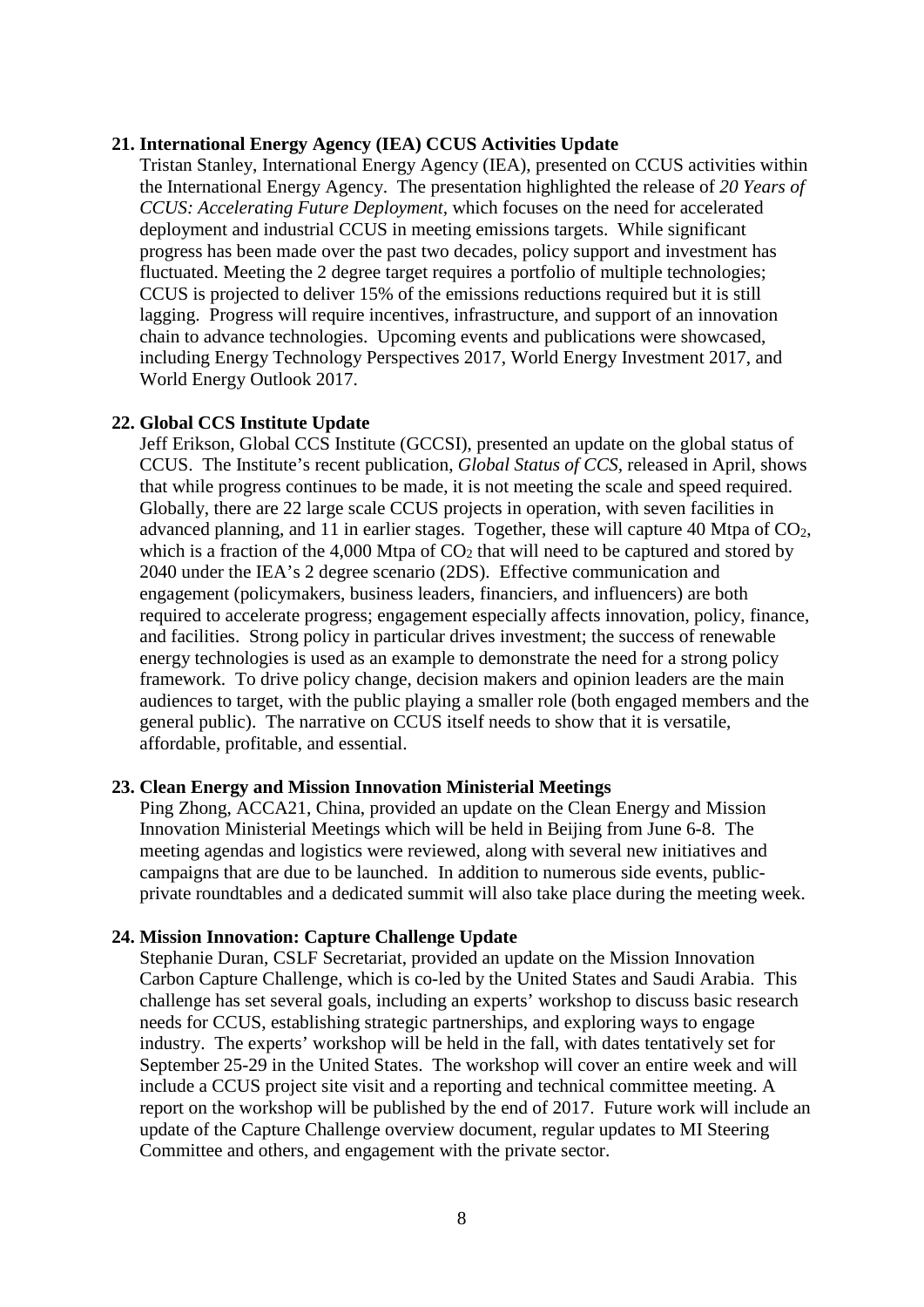**21. International Energy Agency (IEA) CCUS Activities Update**

Tristan Stanley, International Energy Agency (IEA), presented on CCUS activities within the International Energy Agency. The presentation highlighted the release of *20 Years of CCUS: Accelerating Future Deployment*, which focuses on the need for accelerated deployment and industrial CCUS in meeting emissions targets. While significant progress has been made over the past two decades, policy support and investment has fluctuated. Meeting the 2 degree target requires a portfolio of multiple technologies; CCUS is projected to deliver 15% of the emissions reductions required but it is still lagging. Progress will require incentives, infrastructure, and support of an innovation chain to advance technologies. Upcoming events and publications were showcased, including Energy Technology Perspectives 2017, World Energy Investment 2017, and World Energy Outlook 2017.

**22. Global CCS Institute Update**

Jeff Erikson, Global CCS Institute (GCCSI), presented an update on the global status of CCUS. The Institute's recent publication, *Global Status of CCS*, released in April, shows that while progress continues to be made, it is not meeting the scale and speed required. Globally, there are 22 large scale CCUS projects in operation, with seven facilities in advanced planning, and 11 in earlier stages. Together, these will capture 40 Mtpa of $CO_2$, which is a fraction of the 4,000 Mtpa of $CO_2$ that will need to be captured and stored by 2040 under the IEA's 2 degree scenario (2DS). Effective communication and engagement (policymakers, business leaders, financiers, and influencers) are both required to accelerate progress; engagement especially affects innovation, policy, finance, and facilities. Strong policy in particular drives investment; the success of renewable energy technologies is used as an example to demonstrate the need for a strong policy framework. To drive policy change, decision makers and opinion leaders are the main audiences to target, with the public playing a smaller role (both engaged members and the general public). The narrative on CCUS itself needs to show that it is versatile, affordable, profitable, and essential.

**23. Clean Energy and Mission Innovation Ministerial Meetings**

Ping Zhong, ACCA21, China, provided an update on the Clean Energy and Mission Innovation Ministerial Meetings which will be held in Beijing from June 6-8. The meeting agendas and logistics were reviewed, along with several new initiatives and campaigns that are due to be launched. In addition to numerous side events, public-private roundtables and a dedicated summit will also take place during the meeting week.

**24. Mission Innovation: Capture Challenge Update**

Stephanie Duran, CSLF Secretariat, provided an update on the Mission Innovation Carbon Capture Challenge, which is co-led by the United States and Saudi Arabia. This challenge has set several goals, including an experts' workshop to discuss basic research needs for CCUS, establishing strategic partnerships, and exploring ways to engage industry. The experts' workshop will be held in the fall, with dates tentatively set for September 25-29 in the United States. The workshop will cover an entire week and will include a CCUS project site visit and a reporting and technical committee meeting. A report on the workshop will be published by the end of 2017. Future work will include an update of the Capture Challenge overview document, regular updates to MI Steering Committee and others, and engagement with the private sector.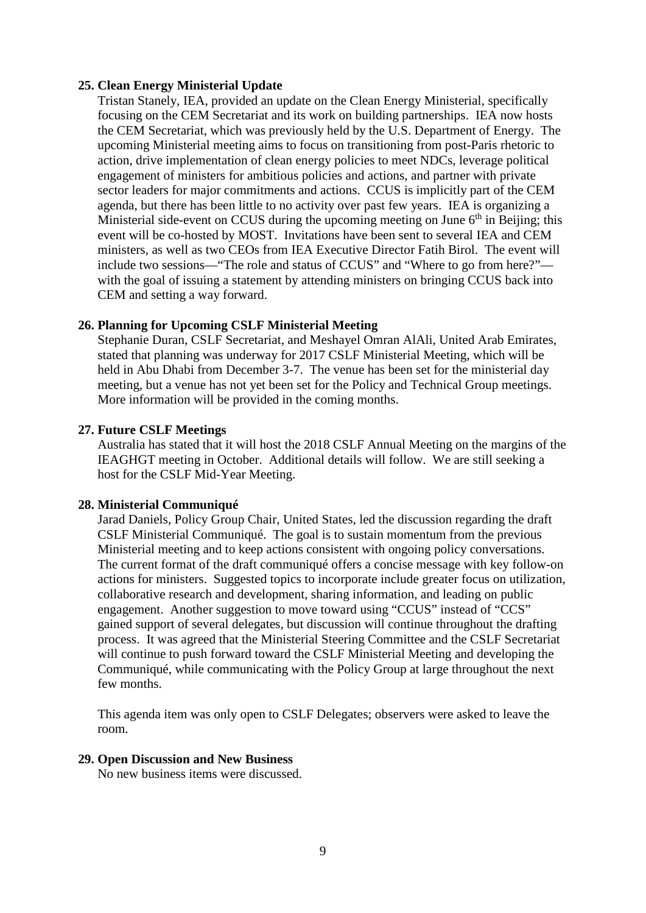**25. Clean Energy Ministerial Update**

Tristan Stanely, IEA, provided an update on the Clean Energy Ministerial, specifically focusing on the CEM Secretariat and its work on building partnerships. IEA now hosts the CEM Secretariat, which was previously held by the U.S. Department of Energy. The upcoming Ministerial meeting aims to focus on transitioning from post-Paris rhetoric to action, drive implementation of clean energy policies to meet NDCs, leverage political engagement of ministers for ambitious policies and actions, and partner with private sector leaders for major commitments and actions. CCUS is implicitly part of the CEM agenda, but there has been little to no activity over past few years. IEA is organizing a Ministerial side-event on CCUS during the upcoming meeting on June 6th in Beijing; this event will be co-hosted by MOST. Invitations have been sent to several IEA and CEM ministers, as well as two CEOs from IEA Executive Director Fatih Birol. The event will include two sessions—"The role and status of CCUS" and "Where to go from here?"—with the goal of issuing a statement by attending ministers on bringing CCUS back into CEM and setting a way forward.

**26. Planning for Upcoming CSLF Ministerial Meeting**

Stephanie Duran, CSLF Secretariat, and Meshayel Omran AlAli, United Arab Emirates, stated that planning was underway for 2017 CSLF Ministerial Meeting, which will be held in Abu Dhabi from December 3-7. The venue has been set for the ministerial day meeting, but a venue has not yet been set for the Policy and Technical Group meetings. More information will be provided in the coming months.

**27. Future CSLF Meetings**

Australia has stated that it will host the 2018 CSLF Annual Meeting on the margins of the IEAGHGT meeting in October. Additional details will follow. We are still seeking a host for the CSLF Mid-Year Meeting.

**28. Ministerial Communiqué**

Jarad Daniels, Policy Group Chair, United States, led the discussion regarding the draft CSLF Ministerial Communiqué. The goal is to sustain momentum from the previous Ministerial meeting and to keep actions consistent with ongoing policy conversations. The current format of the draft communiqué offers a concise message with key follow-on actions for ministers. Suggested topics to incorporate include greater focus on utilization, collaborative research and development, sharing information, and leading on public engagement. Another suggestion to move toward using "CCUS" instead of "CCS" gained support of several delegates, but discussion will continue throughout the drafting process. It was agreed that the Ministerial Steering Committee and the CSLF Secretariat will continue to push forward toward the CSLF Ministerial Meeting and developing the Communiqué, while communicating with the Policy Group at large throughout the next few months.

This agenda item was only open to CSLF Delegates; observers were asked to leave the room.

**29. Open Discussion and New Business**

No new business items were discussed.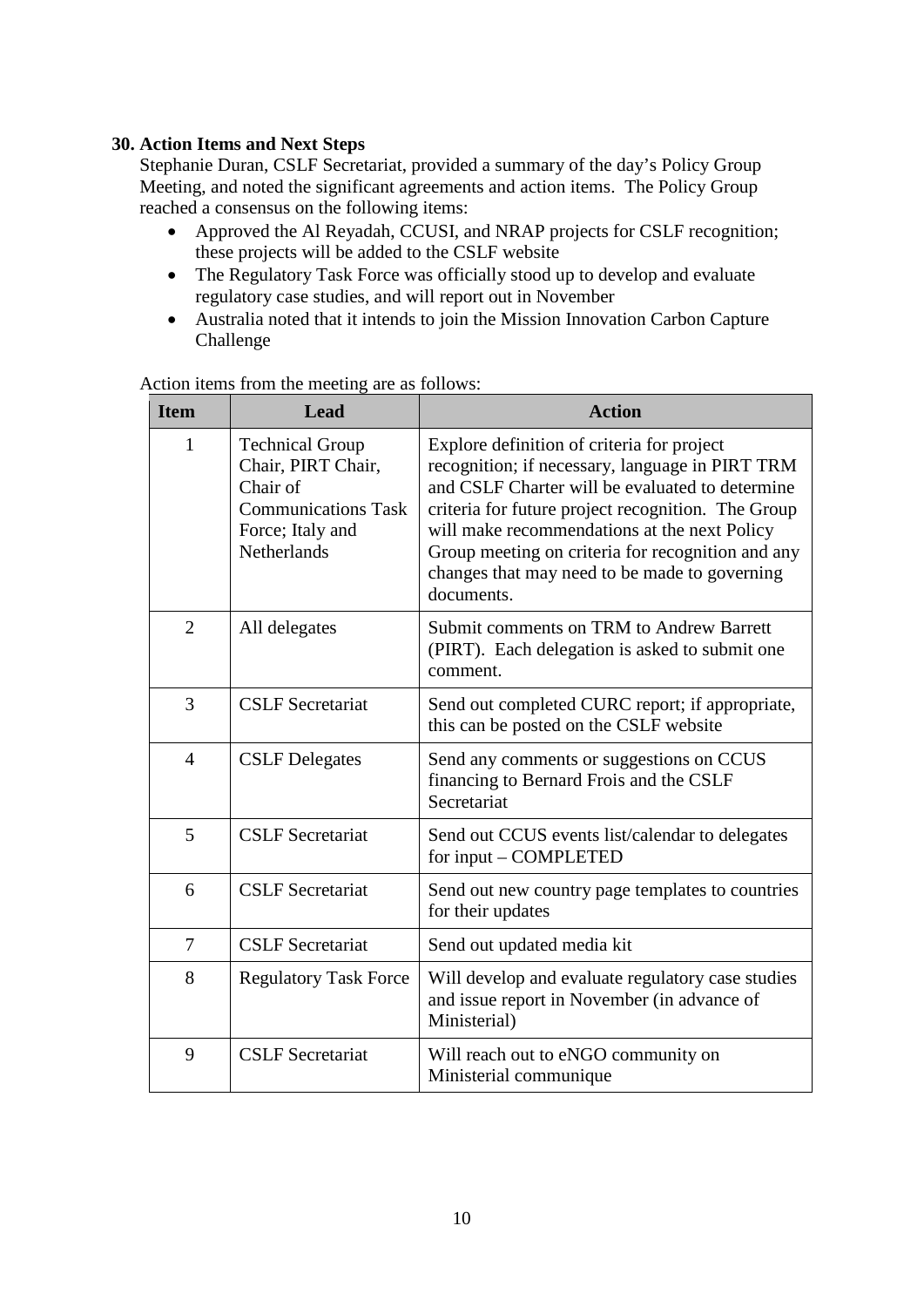### 30. Action Items and Next Steps

Stephanie Duran, CSLF Secretariat, provided a summary of the day's Policy Group Meeting, and noted the significant agreements and action items. The Policy Group reached a consensus on the following items:

- Approved the Al Reyadah, CCUSI, and NRAP projects for CSLF recognition; these projects will be added to the CSLF website
- The Regulatory Task Force was officially stood up to develop and evaluate regulatory case studies, and will report out in November
- Australia noted that it intends to join the Mission Innovation Carbon Capture Challenge

Action items from the meeting are as follows:

| Item | Lead | Action |
|---|---|---|
| 1 | Technical Group Chair, PIRT Chair, Chair of Communications Task Force; Italy and Netherlands | Explore definition of criteria for project recognition; if necessary, language in PIRT TRM and CSLF Charter will be evaluated to determine criteria for future project recognition. The Group will make recommendations at the next Policy Group meeting on criteria for recognition and any changes that may need to be made to governing documents. |
| 2 | All delegates | Submit comments on TRM to Andrew Barrett (PIRT). Each delegation is asked to submit one comment. |
| 3 | CSLF Secretariat | Send out completed CURC report; if appropriate, this can be posted on the CSLF website |
| 4 | CSLF Delegates | Send any comments or suggestions on CCUS financing to Bernard Frois and the CSLF Secretariat |
| 5 | CSLF Secretariat | Send out CCUS events list/calendar to delegates for input – COMPLETED |
| 6 | CSLF Secretariat | Send out new country page templates to countries for their updates |
| 7 | CSLF Secretariat | Send out updated media kit |
| 8 | Regulatory Task Force | Will develop and evaluate regulatory case studies and issue report in November (in advance of Ministerial) |
| 9 | CSLF Secretariat | Will reach out to eNGO community on Ministerial communique |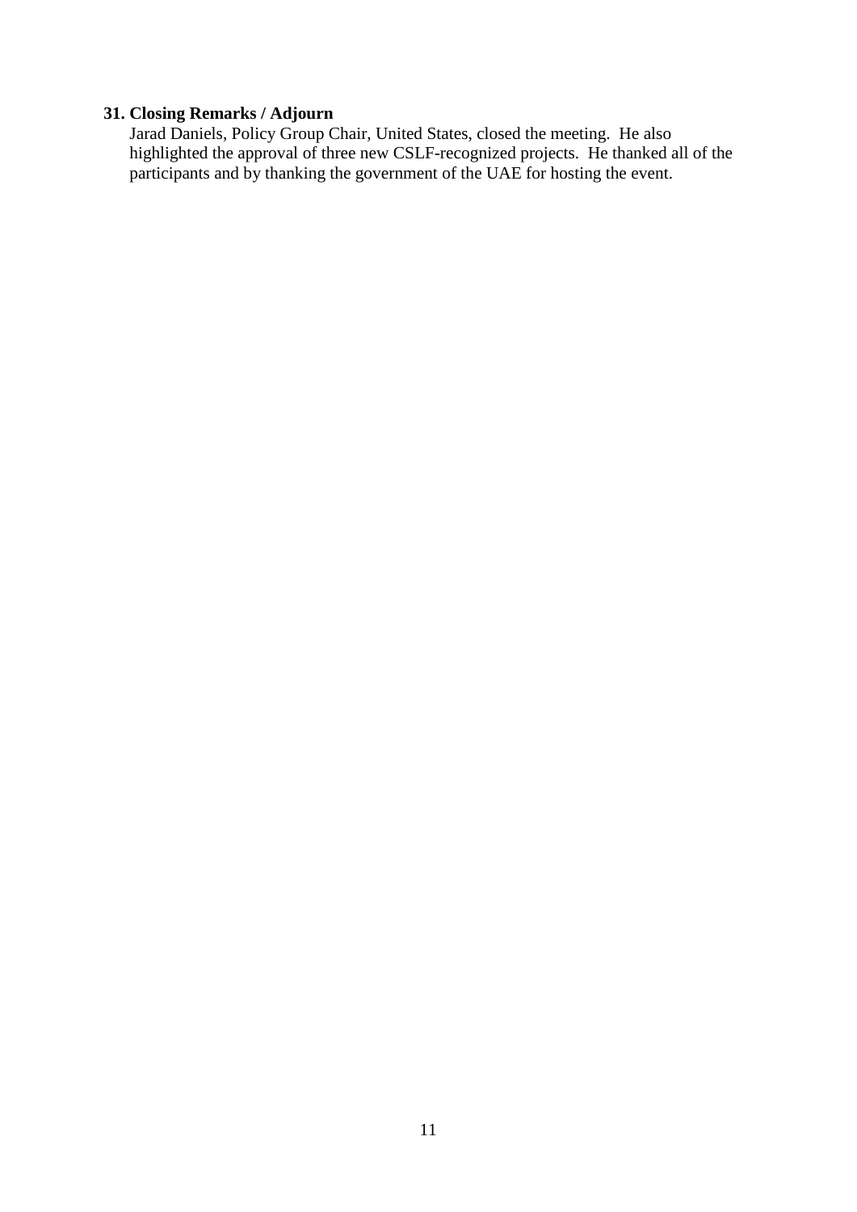**31. Closing Remarks / Adjourn**

Jarad Daniels, Policy Group Chair, United States, closed the meeting. He also highlighted the approval of three new CSLF-recognized projects. He thanked all of the participants and by thanking the government of the UAE for hosting the event.